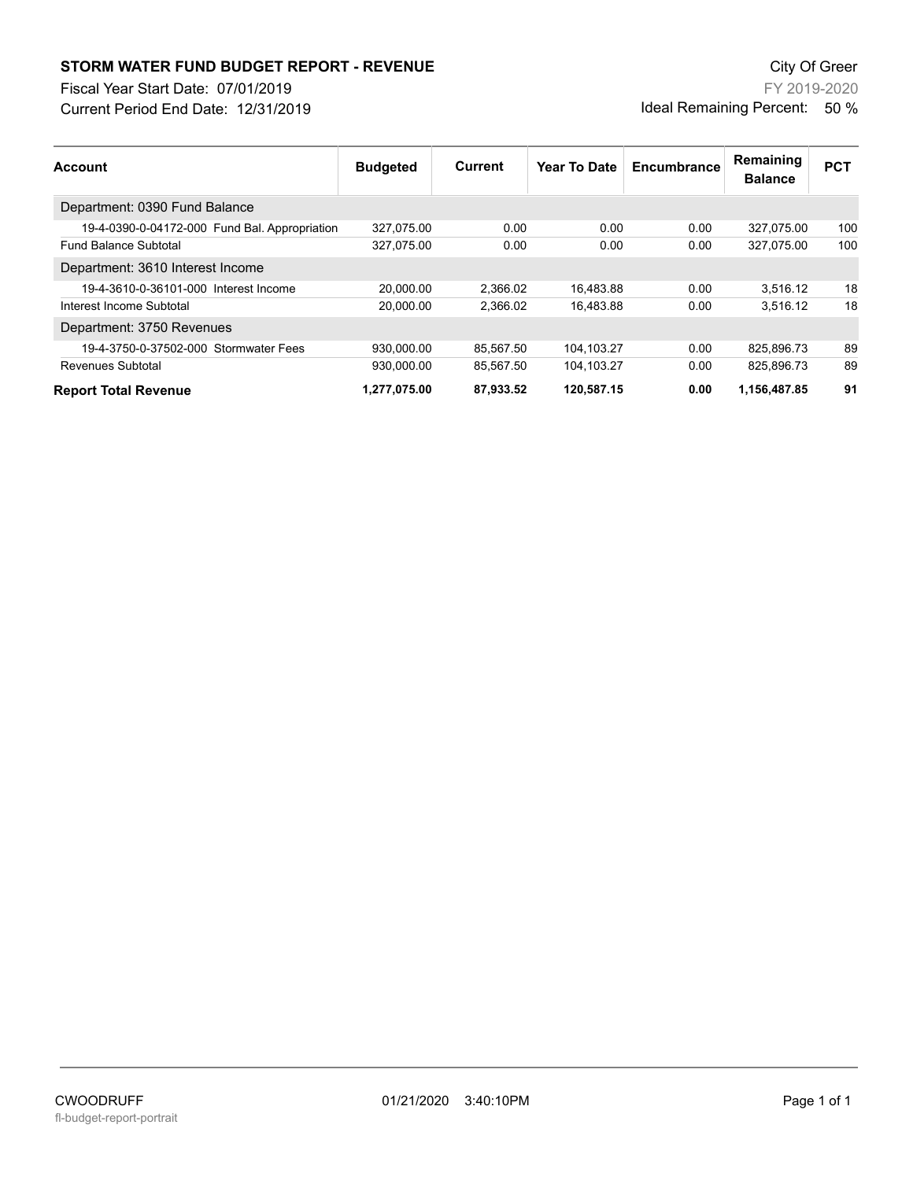# STORM WATER FUND BUDGET REPORT - REVENUE

City Of Greer

Fiscal Year Start Date: 07/01/2019

FY 2019-2020

Current Period End Date: 12/31/2019

Ideal Remaining Percent: 50 %

| Account | Budgeted | Current | Year To Date | Encumbrance | Remaining Balance | PCT |
|---|---|---|---|---|---|---|
| Department: 0390 Fund Balance | | | | | | |
| 19-4-0390-0-04172-000 Fund Bal. Appropriation | 327,075.00 | 0.00 | 0.00 | 0.00 | 327,075.00 | 100 |
| Fund Balance Subtotal | 327,075.00 | 0.00 | 0.00 | 0.00 | 327,075.00 | 100 |
| Department: 3610 Interest Income | | | | | | |
| 19-4-3610-0-36101-000 Interest Income | 20,000.00 | 2,366.02 | 16,483.88 | 0.00 | 3,516.12 | 18 |
| Interest Income Subtotal | 20,000.00 | 2,366.02 | 16,483.88 | 0.00 | 3,516.12 | 18 |
| Department: 3750 Revenues | | | | | | |
| 19-4-3750-0-37502-000 Stormwater Fees | 930,000.00 | 85,567.50 | 104,103.27 | 0.00 | 825,896.73 | 89 |
| Revenues Subtotal | 930,000.00 | 85,567.50 | 104,103.27 | 0.00 | 825,896.73 | 89 |
| **Report Total Revenue** | **1,277,075.00** | **87,933.52** | **120,587.15** | **0.00** | **1,156,487.85** | **91** |

CWOODRUFF 01/21/2020 3:40:10PM

fl-budget-report-portrait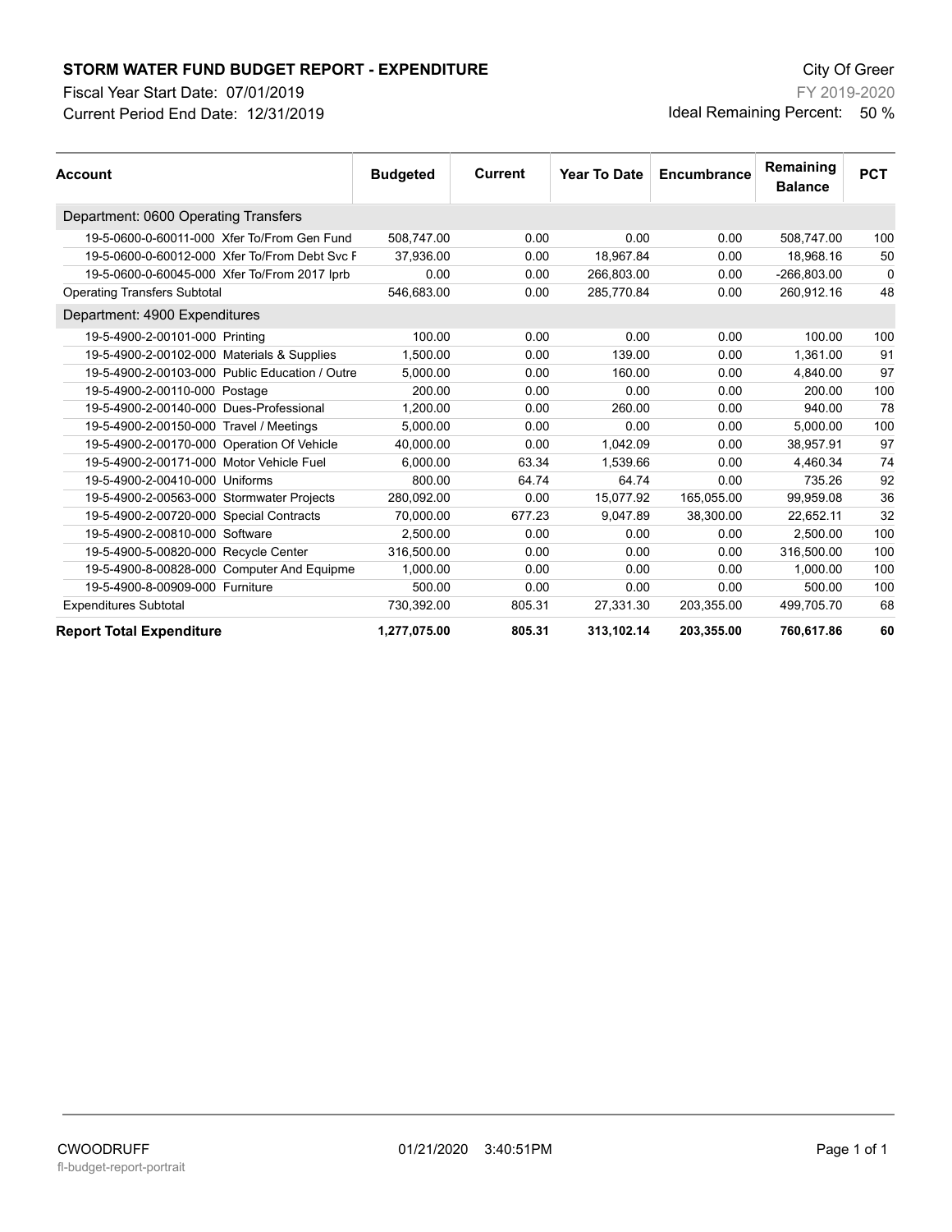# STORM WATER FUND BUDGET REPORT - EXPENDITURE

City Of Greer

Fiscal Year Start Date: 07/01/2019

FY 2019-2020

Current Period End Date: 12/31/2019

Ideal Remaining Percent: 50 %

| Account | Budgeted | Current | Year To Date | Encumbrance | Remaining Balance | PCT |
|---|---|---|---|---|---|---|
| Department: 0600 Operating Transfers | | | | | | |
| 19-5-0600-0-60011-000 Xfer To/From Gen Fund | 508,747.00 | 0.00 | 0.00 | 0.00 | 508,747.00 | 100 |
| 19-5-0600-0-60012-000 Xfer To/From Debt Svc F | 37,936.00 | 0.00 | 18,967.84 | 0.00 | 18,968.16 | 50 |
| 19-5-0600-0-60045-000 Xfer To/From 2017 Iprb | 0.00 | 0.00 | 266,803.00 | 0.00 | -266,803.00 | 0 |
| Operating Transfers Subtotal | 546,683.00 | 0.00 | 285,770.84 | 0.00 | 260,912.16 | 48 |
| Department: 4900 Expenditures | | | | | | |
| 19-5-4900-2-00101-000 Printing | 100.00 | 0.00 | 0.00 | 0.00 | 100.00 | 100 |
| 19-5-4900-2-00102-000 Materials & Supplies | 1,500.00 | 0.00 | 139.00 | 0.00 | 1,361.00 | 91 |
| 19-5-4900-2-00103-000 Public Education / Outre | 5,000.00 | 0.00 | 160.00 | 0.00 | 4,840.00 | 97 |
| 19-5-4900-2-00110-000 Postage | 200.00 | 0.00 | 0.00 | 0.00 | 200.00 | 100 |
| 19-5-4900-2-00140-000 Dues-Professional | 1,200.00 | 0.00 | 260.00 | 0.00 | 940.00 | 78 |
| 19-5-4900-2-00150-000 Travel / Meetings | 5,000.00 | 0.00 | 0.00 | 0.00 | 5,000.00 | 100 |
| 19-5-4900-2-00170-000 Operation Of Vehicle | 40,000.00 | 0.00 | 1,042.09 | 0.00 | 38,957.91 | 97 |
| 19-5-4900-2-00171-000 Motor Vehicle Fuel | 6,000.00 | 63.34 | 1,539.66 | 0.00 | 4,460.34 | 74 |
| 19-5-4900-2-00410-000 Uniforms | 800.00 | 64.74 | 64.74 | 0.00 | 735.26 | 92 |
| 19-5-4900-2-00563-000 Stormwater Projects | 280,092.00 | 0.00 | 15,077.92 | 165,055.00 | 99,959.08 | 36 |
| 19-5-4900-2-00720-000 Special Contracts | 70,000.00 | 677.23 | 9,047.89 | 38,300.00 | 22,652.11 | 32 |
| 19-5-4900-2-00810-000 Software | 2,500.00 | 0.00 | 0.00 | 0.00 | 2,500.00 | 100 |
| 19-5-4900-5-00820-000 Recycle Center | 316,500.00 | 0.00 | 0.00 | 0.00 | 316,500.00 | 100 |
| 19-5-4900-8-00828-000 Computer And Equipme | 1,000.00 | 0.00 | 0.00 | 0.00 | 1,000.00 | 100 |
| 19-5-4900-8-00909-000 Furniture | 500.00 | 0.00 | 0.00 | 0.00 | 500.00 | 100 |
| Expenditures Subtotal | 730,392.00 | 805.31 | 27,331.30 | 203,355.00 | 499,705.70 | 68 |
| **Report Total Expenditure** | **1,277,075.00** | **805.31** | **313,102.14** | **203,355.00** | **760,617.86** | **60** |

CWOODRUFF 01/21/2020 3:40:51PM

fl-budget-report-portrait